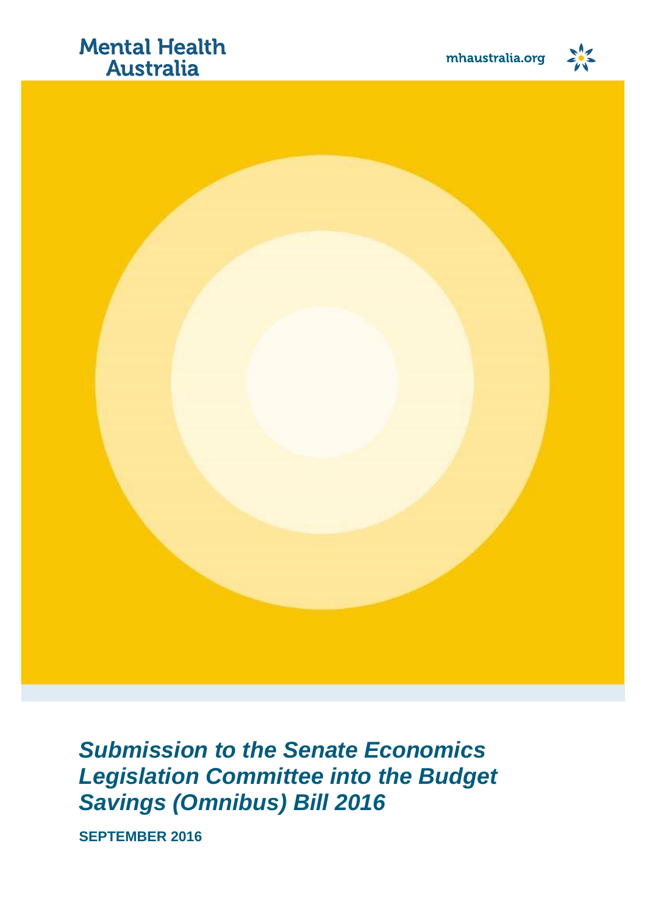Mental Health Australia

mhaustralia.org

# *Submission to the Senate Economics Legislation Committee into the Budget Savings (Omnibus) Bill 2016*

**SEPTEMBER 2016**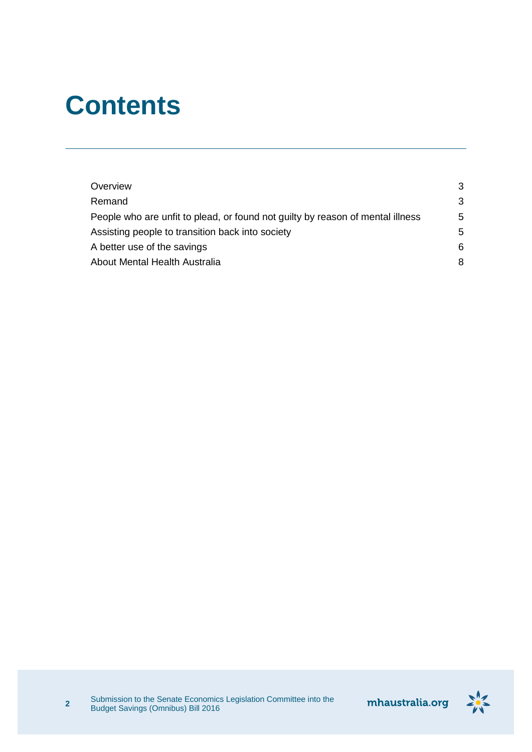# Contents

| | |
|---|---|
| Overview | 3 |
| Remand | 3 |
| People who are unfit to plead, or found not guilty by reason of mental illness | 5 |
| Assisting people to transition back into society | 5 |
| A better use of the savings | 6 |
| About Mental Health Australia | 8 |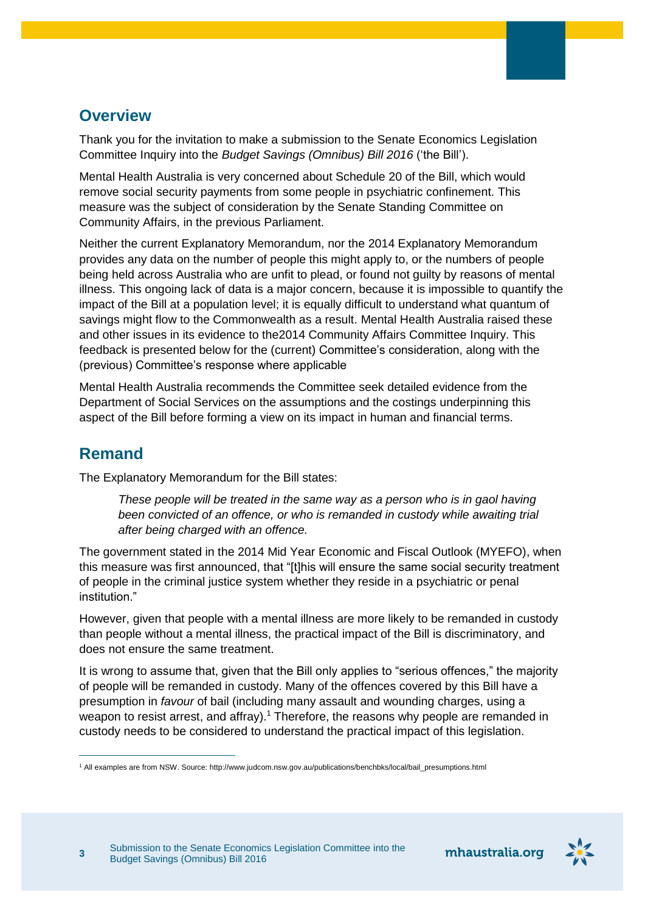## Overview

Thank you for the invitation to make a submission to the Senate Economics Legislation Committee Inquiry into the *Budget Savings (Omnibus) Bill 2016* ('the Bill').

Mental Health Australia is very concerned about Schedule 20 of the Bill, which would remove social security payments from some people in psychiatric confinement. This measure was the subject of consideration by the Senate Standing Committee on Community Affairs, in the previous Parliament.

Neither the current Explanatory Memorandum, nor the 2014 Explanatory Memorandum provides any data on the number of people this might apply to, or the numbers of people being held across Australia who are unfit to plead, or found not guilty by reasons of mental illness. This ongoing lack of data is a major concern, because it is impossible to quantify the impact of the Bill at a population level; it is equally difficult to understand what quantum of savings might flow to the Commonwealth as a result. Mental Health Australia raised these and other issues in its evidence to the2014 Community Affairs Committee Inquiry. This feedback is presented below for the (current) Committee's consideration, along with the (previous) Committee's response where applicable

Mental Health Australia recommends the Committee seek detailed evidence from the Department of Social Services on the assumptions and the costings underpinning this aspect of the Bill before forming a view on its impact in human and financial terms.

## Remand

The Explanatory Memorandum for the Bill states:

> *These people will be treated in the same way as a person who is in gaol having been convicted of an offence, or who is remanded in custody while awaiting trial after being charged with an offence.*

The government stated in the 2014 Mid Year Economic and Fiscal Outlook (MYEFO), when this measure was first announced, that "[t]his will ensure the same social security treatment of people in the criminal justice system whether they reside in a psychiatric or penal institution."

However, given that people with a mental illness are more likely to be remanded in custody than people without a mental illness, the practical impact of the Bill is discriminatory, and does not ensure the same treatment.

It is wrong to assume that, given that the Bill only applies to "serious offences," the majority of people will be remanded in custody. Many of the offences covered by this Bill have a presumption in *favour* of bail (including many assault and wounding charges, using a weapon to resist arrest, and affray).[1] Therefore, the reasons why people are remanded in custody needs to be considered to understand the practical impact of this legislation.

[1] All examples are from NSW. Source: http://www.judcom.nsw.gov.au/publications/benchbks/local/bail_presumptions.html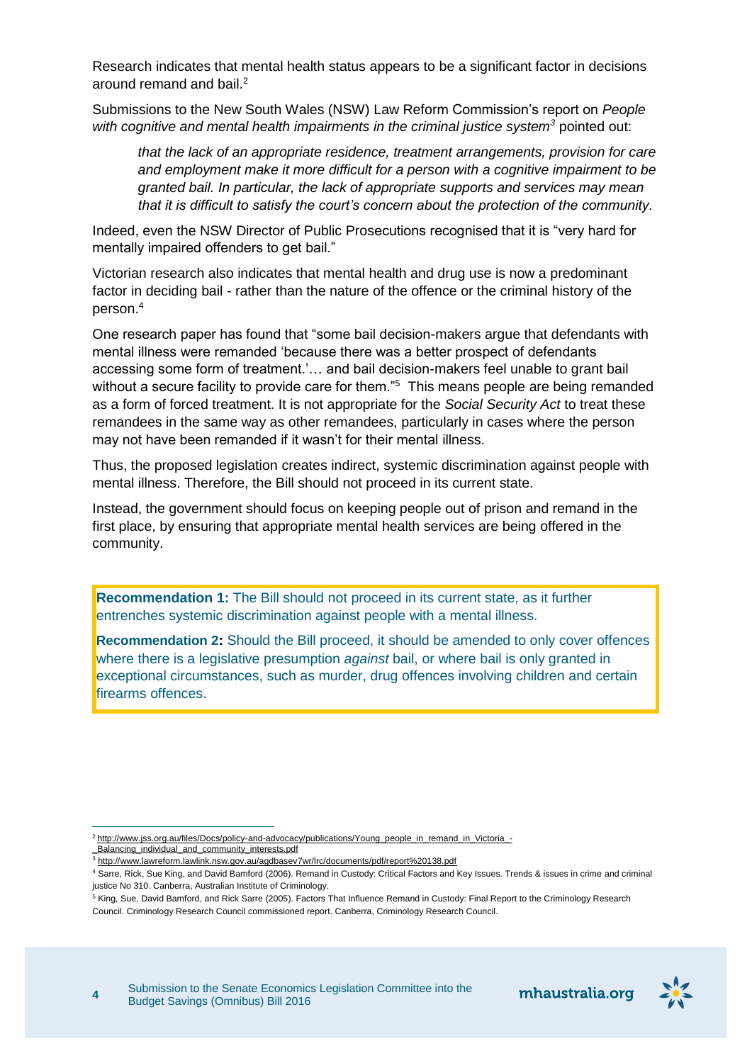Research indicates that mental health status appears to be a significant factor in decisions around remand and bail.[2]

Submissions to the New South Wales (NSW) Law Reform Commission's report on *People with cognitive and mental health impairments in the criminal justice system*[3] pointed out:

> *that the lack of an appropriate residence, treatment arrangements, provision for care and employment make it more difficult for a person with a cognitive impairment to be granted bail. In particular, the lack of appropriate supports and services may mean that it is difficult to satisfy the court's concern about the protection of the community.*

Indeed, even the NSW Director of Public Prosecutions recognised that it is "very hard for mentally impaired offenders to get bail."

Victorian research also indicates that mental health and drug use is now a predominant factor in deciding bail - rather than the nature of the offence or the criminal history of the person.[4]

One research paper has found that "some bail decision-makers argue that defendants with mental illness were remanded 'because there was a better prospect of defendants accessing some form of treatment.'… and bail decision-makers feel unable to grant bail without a secure facility to provide care for them."[5] This means people are being remanded as a form of forced treatment. It is not appropriate for the *Social Security Act* to treat these remandees in the same way as other remandees, particularly in cases where the person may not have been remanded if it wasn't for their mental illness.

Thus, the proposed legislation creates indirect, systemic discrimination against people with mental illness. Therefore, the Bill should not proceed in its current state.

Instead, the government should focus on keeping people out of prison and remand in the first place, by ensuring that appropriate mental health services are being offered in the community.

**Recommendation 1:** The Bill should not proceed in its current state, as it further entrenches systemic discrimination against people with a mental illness.

**Recommendation 2:** Should the Bill proceed, it should be amended to only cover offences where there is a legislative presumption *against* bail, or where bail is only granted in exceptional circumstances, such as murder, drug offences involving children and certain firearms offences.

---

[2] http://www.jss.org.au/files/Docs/policy-and-advocacy/publications/Young_people_in_remand_in_Victoria_-_Balancing_individual_and_community_interests.pdf

[3] http://www.lawreform.lawlink.nsw.gov.au/agdbasev7wr/lrc/documents/pdf/report%20138.pdf

[4] Sarre, Rick, Sue King, and David Bamford (2006). Remand in Custody: Critical Factors and Key Issues. Trends & issues in crime and criminal justice No 310. Canberra, Australian Institute of Criminology.

[5] King, Sue, David Bamford, and Rick Sarre (2005). Factors That Influence Remand in Custody: Final Report to the Criminology Research Council. Criminology Research Council commissioned report. Canberra, Criminology Research Council.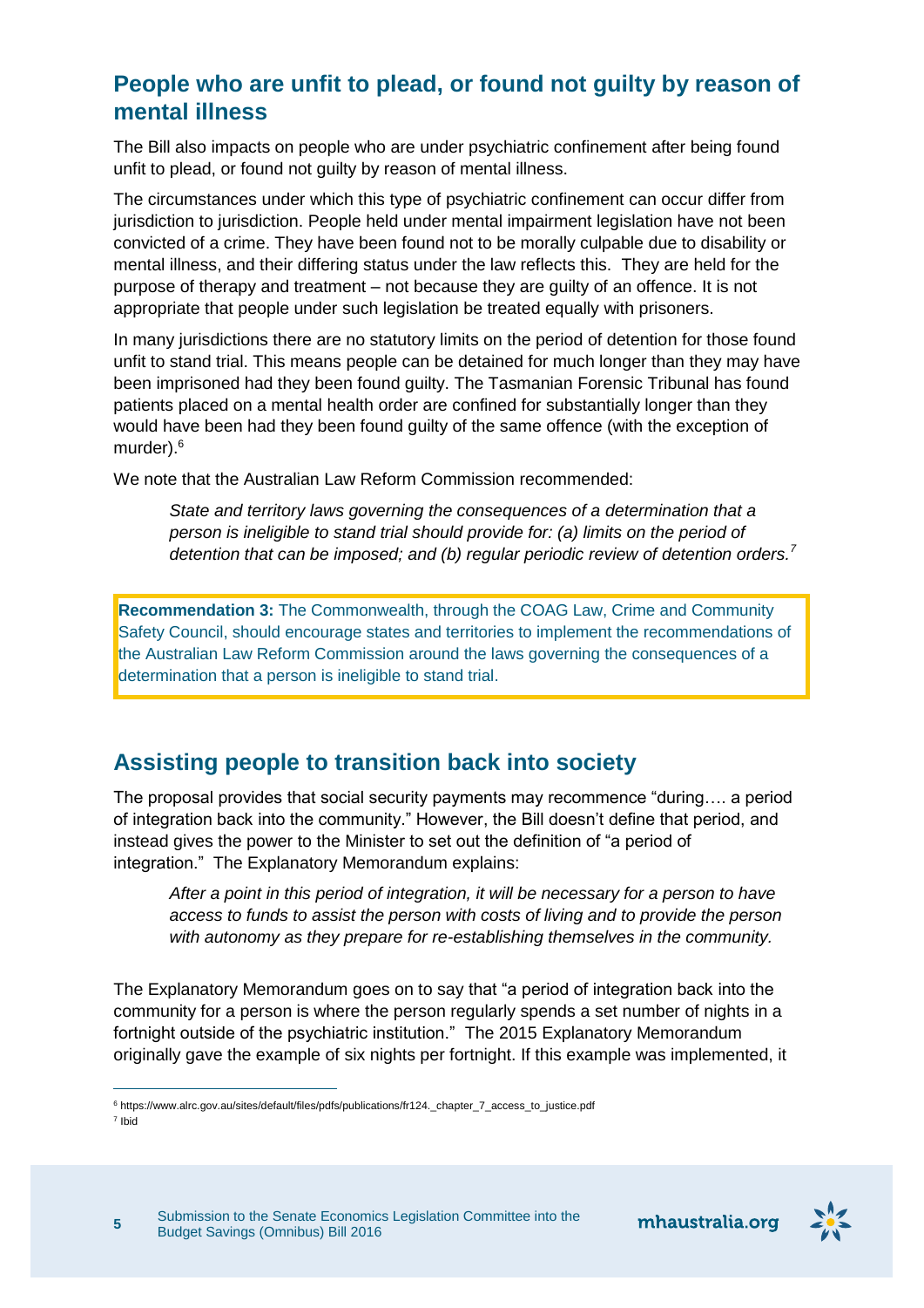## People who are unfit to plead, or found not guilty by reason of mental illness

The Bill also impacts on people who are under psychiatric confinement after being found unfit to plead, or found not guilty by reason of mental illness.

The circumstances under which this type of psychiatric confinement can occur differ from jurisdiction to jurisdiction. People held under mental impairment legislation have not been convicted of a crime. They have been found not to be morally culpable due to disability or mental illness, and their differing status under the law reflects this. They are held for the purpose of therapy and treatment – not because they are guilty of an offence. It is not appropriate that people under such legislation be treated equally with prisoners.

In many jurisdictions there are no statutory limits on the period of detention for those found unfit to stand trial. This means people can be detained for much longer than they may have been imprisoned had they been found guilty. The Tasmanian Forensic Tribunal has found patients placed on a mental health order are confined for substantially longer than they would have been had they been found guilty of the same offence (with the exception of murder).[6]

We note that the Australian Law Reform Commission recommended:

> *State and territory laws governing the consequences of a determination that a person is ineligible to stand trial should provide for: (a) limits on the period of detention that can be imposed; and (b) regular periodic review of detention orders.*[7]

> **Recommendation 3:** The Commonwealth, through the COAG Law, Crime and Community Safety Council, should encourage states and territories to implement the recommendations of the Australian Law Reform Commission around the laws governing the consequences of a determination that a person is ineligible to stand trial.

## Assisting people to transition back into society

The proposal provides that social security payments may recommence "during…. a period of integration back into the community." However, the Bill doesn't define that period, and instead gives the power to the Minister to set out the definition of "a period of integration." The Explanatory Memorandum explains:

> *After a point in this period of integration, it will be necessary for a person to have access to funds to assist the person with costs of living and to provide the person with autonomy as they prepare for re-establishing themselves in the community.*

The Explanatory Memorandum goes on to say that "a period of integration back into the community for a person is where the person regularly spends a set number of nights in a fortnight outside of the psychiatric institution." The 2015 Explanatory Memorandum originally gave the example of six nights per fortnight. If this example was implemented, it

---

[6] https://www.alrc.gov.au/sites/default/files/pdfs/publications/fr124._chapter_7_access_to_justice.pdf

[7] Ibid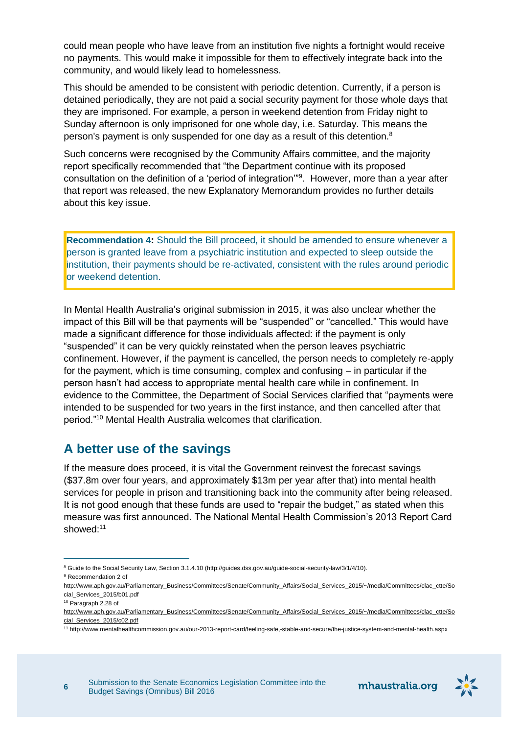could mean people who have leave from an institution five nights a fortnight would receive no payments. This would make it impossible for them to effectively integrate back into the community, and would likely lead to homelessness.

This should be amended to be consistent with periodic detention. Currently, if a person is detained periodically, they are not paid a social security payment for those whole days that they are imprisoned. For example, a person in weekend detention from Friday night to Sunday afternoon is only imprisoned for one whole day, i.e. Saturday. This means the person's payment is only suspended for one day as a result of this detention.[8]

Such concerns were recognised by the Community Affairs committee, and the majority report specifically recommended that "the Department continue with its proposed consultation on the definition of a 'period of integration'"[9]. However, more than a year after that report was released, the new Explanatory Memorandum provides no further details about this key issue.

> **Recommendation 4:** Should the Bill proceed, it should be amended to ensure whenever a person is granted leave from a psychiatric institution and expected to sleep outside the institution, their payments should be re-activated, consistent with the rules around periodic or weekend detention.

In Mental Health Australia's original submission in 2015, it was also unclear whether the impact of this Bill will be that payments will be "suspended" or "cancelled." This would have made a significant difference for those individuals affected: if the payment is only "suspended" it can be very quickly reinstated when the person leaves psychiatric confinement. However, if the payment is cancelled, the person needs to completely re-apply for the payment, which is time consuming, complex and confusing – in particular if the person hasn't had access to appropriate mental health care while in confinement. In evidence to the Committee, the Department of Social Services clarified that "payments were intended to be suspended for two years in the first instance, and then cancelled after that period."[10] Mental Health Australia welcomes that clarification.

## A better use of the savings

If the measure does proceed, it is vital the Government reinvest the forecast savings ($37.8m over four years, and approximately $13m per year after that) into mental health services for people in prison and transitioning back into the community after being released. It is not good enough that these funds are used to "repair the budget," as stated when this measure was first announced. The National Mental Health Commission's 2013 Report Card showed:[11]

---

[8] Guide to the Social Security Law, Section 3.1.4.10 (http://guides.dss.gov.au/guide-social-security-law/3/1/4/10).

[9] Recommendation 2 of http://www.aph.gov.au/Parliamentary_Business/Committees/Senate/Community_Affairs/Social_Services_2015/~/media/Committees/clac_ctte/Social_Services_2015/b01.pdf

[10] Paragraph 2.28 of http://www.aph.gov.au/Parliamentary_Business/Committees/Senate/Community_Affairs/Social_Services_2015/~/media/Committees/clac_ctte/Social_Services_2015/c02.pdf

[11] http://www.mentalhealthcommission.gov.au/our-2013-report-card/feeling-safe,-stable-and-secure/the-justice-system-and-mental-health.aspx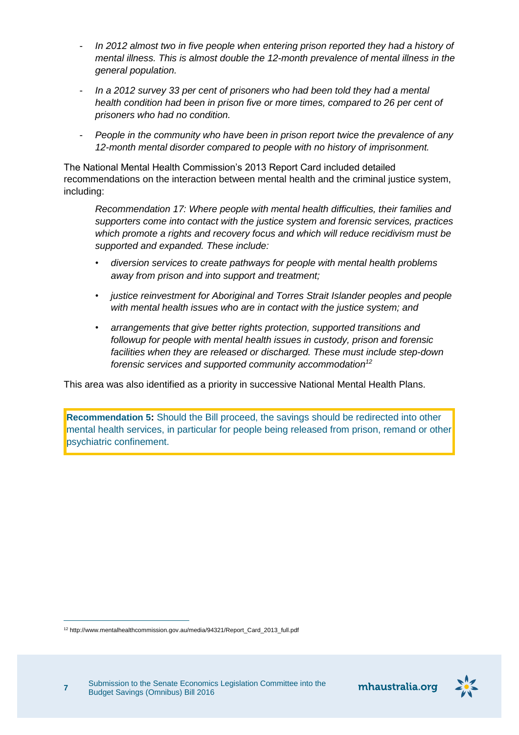- *In 2012 almost two in five people when entering prison reported they had a history of mental illness. This is almost double the 12-month prevalence of mental illness in the general population.*
- *In a 2012 survey 33 per cent of prisoners who had been told they had a mental health condition had been in prison five or more times, compared to 26 per cent of prisoners who had no condition.*
- *People in the community who have been in prison report twice the prevalence of any 12-month mental disorder compared to people with no history of imprisonment.*

The National Mental Health Commission's 2013 Report Card included detailed recommendations on the interaction between mental health and the criminal justice system, including:

> *Recommendation 17: Where people with mental health difficulties, their families and supporters come into contact with the justice system and forensic services, practices which promote a rights and recovery focus and which will reduce recidivism must be supported and expanded. These include:*
>
> - *diversion services to create pathways for people with mental health problems away from prison and into support and treatment;*
> - *justice reinvestment for Aboriginal and Torres Strait Islander peoples and people with mental health issues who are in contact with the justice system; and*
> - *arrangements that give better rights protection, supported transitions and followup for people with mental health issues in custody, prison and forensic facilities when they are released or discharged. These must include step-down forensic services and supported community accommodation*[12]

This area was also identified as a priority in successive National Mental Health Plans.

**Recommendation 5:** Should the Bill proceed, the savings should be redirected into other mental health services, in particular for people being released from prison, remand or other psychiatric confinement.

[12] http://www.mentalhealthcommission.gov.au/media/94321/Report_Card_2013_full.pdf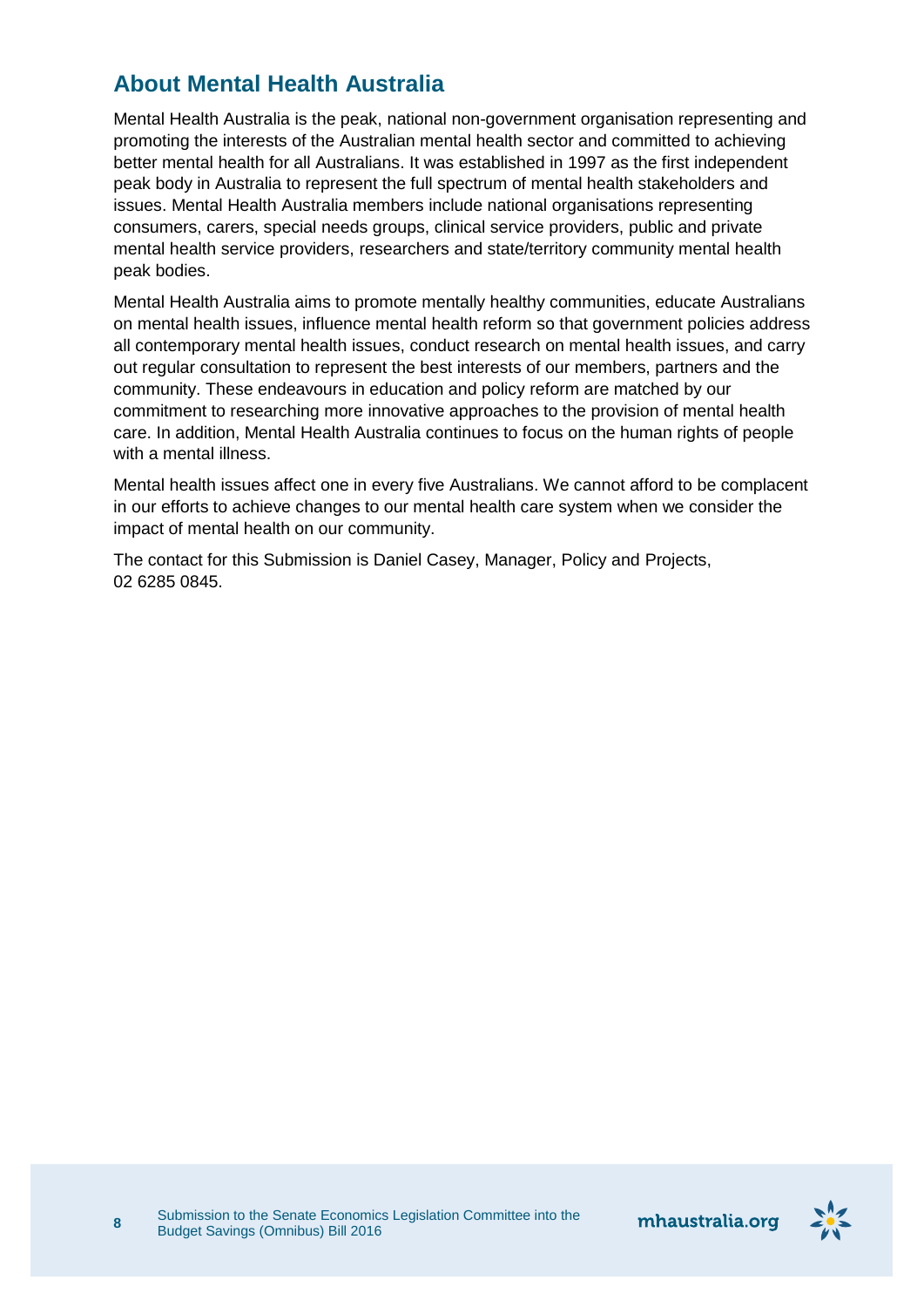## About Mental Health Australia

Mental Health Australia is the peak, national non-government organisation representing and promoting the interests of the Australian mental health sector and committed to achieving better mental health for all Australians. It was established in 1997 as the first independent peak body in Australia to represent the full spectrum of mental health stakeholders and issues. Mental Health Australia members include national organisations representing consumers, carers, special needs groups, clinical service providers, public and private mental health service providers, researchers and state/territory community mental health peak bodies.

Mental Health Australia aims to promote mentally healthy communities, educate Australians on mental health issues, influence mental health reform so that government policies address all contemporary mental health issues, conduct research on mental health issues, and carry out regular consultation to represent the best interests of our members, partners and the community. These endeavours in education and policy reform are matched by our commitment to researching more innovative approaches to the provision of mental health care. In addition, Mental Health Australia continues to focus on the human rights of people with a mental illness.

Mental health issues affect one in every five Australians. We cannot afford to be complacent in our efforts to achieve changes to our mental health care system when we consider the impact of mental health on our community.

The contact for this Submission is Daniel Casey, Manager, Policy and Projects, 02 6285 0845.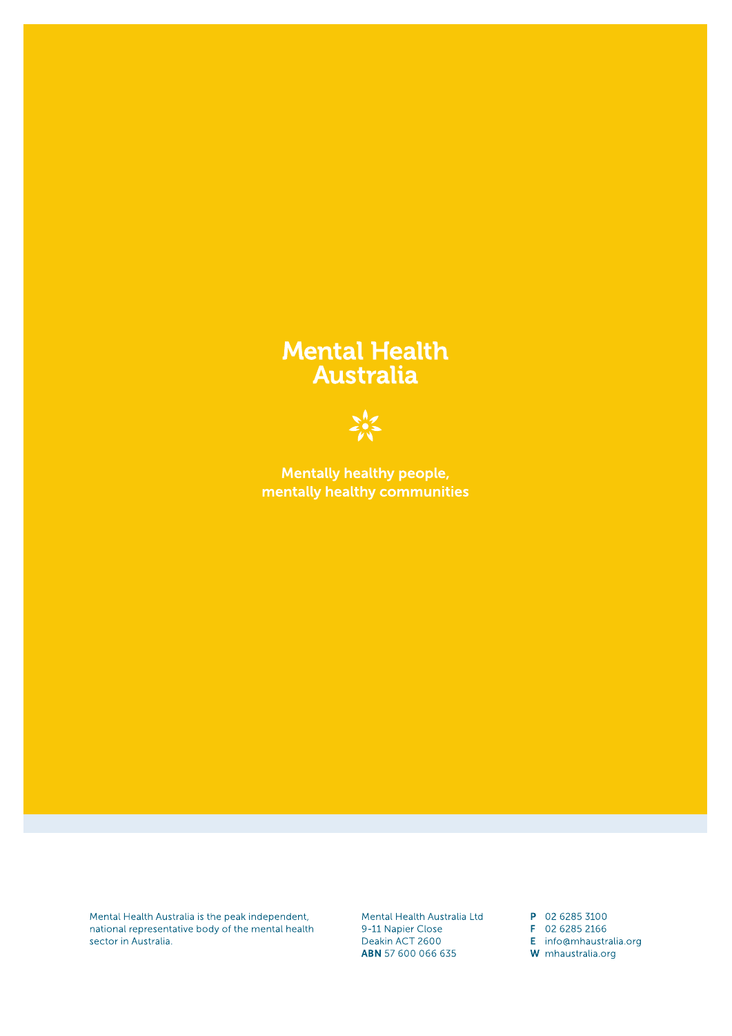# Mental Health Australia

**Mentally healthy people, mentally healthy communities**

Mental Health Australia is the peak independent, national representative body of the mental health sector in Australia.

Mental Health Australia Ltd
9-11 Napier Close
Deakin ACT 2600
**ABN** 57 600 066 635

**P** 02 6285 3100
**F** 02 6285 2166
**E** info@mhaustralia.org
**W** mhaustralia.org